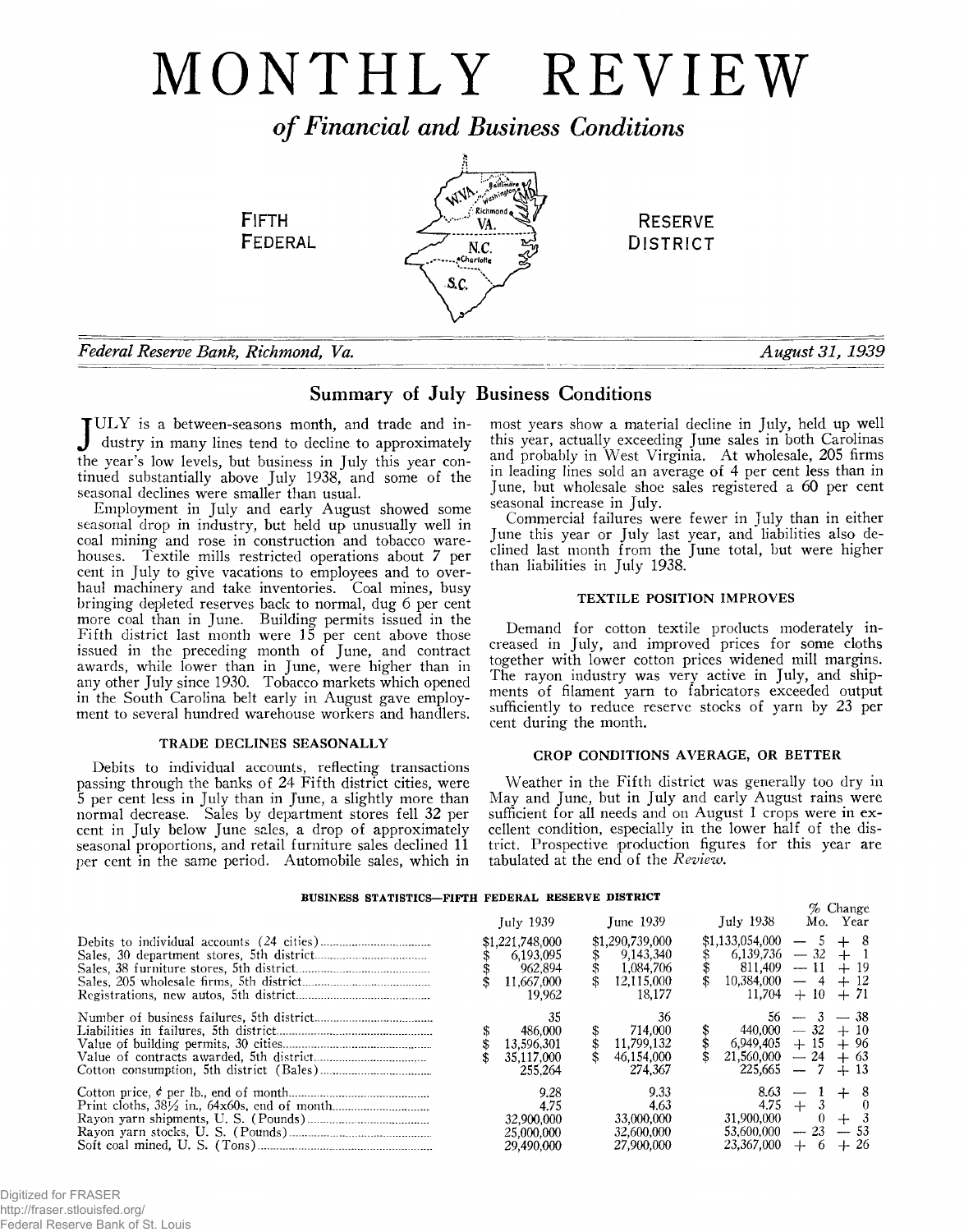# MONTHLY REVIEW

## *of Financial and Business Conditions*

FIFTH FEDERAL RESERVE DISTRICT

*Federal Reserve Bank, Richmond, Va.* — *August 31, 1939*

## Summary of July Business Conditions

JULY is a between-seasons month, and trade and industry in many lines tend to decline to approximately the year's low levels, but business in July this year continued substantially above July 1938, and some of the seasonal declines were smaller than usual.

Employment in July and early August showed some seasonal drop in industry, but held up unusually well in coal mining and rose in construction and tobacco warehouses. Textile mills restricted operations about 7 per cent in July to give vacations to employees and to overhaul machinery and take inventories. Coal mines, busy bringing depleted reserves back to normal, dug 6 per cent more coal than in June. Building permits issued in the Fifth district last month were 15 per cent above those issued in the preceding month of June, and contract awards, while lower than in June, were higher than in any other July since 1930. Tobacco markets which opened in the South Carolina belt early in August gave employment to several hundred warehouse workers and handlers.

### TRADE DECLINES SEASONALLY

Debits to individual accounts, reflecting transactions passing through the banks of 24 Fifth district cities, were 5 per cent less in July than in June, a slightly more than normal decrease. Sales by department stores fell 32 per cent in July below June sales, a drop of approximately seasonal proportions, and retail furniture sales declined 11 per cent in the same period. Automobile sales, which in most years show a material decline in July, held up well this year, actually exceeding June sales in both Carolinas and probably in West Virginia. At wholesale, 205 firms in leading lines sold an average of 4 per cent less than in June, but wholesale shoe sales registered a 60 per cent seasonal increase in July.

Commercial failures were fewer in July than in either June this year or July last year, and liabilities also declined last month from the June total, but were higher than liabilities in July 1938.

### TEXTILE POSITION IMPROVES

Demand for cotton textile products moderately increased in July, and improved prices for some cloths together with lower cotton prices widened mill margins. The rayon industry was very active in July, and shipments of filament yarn to fabricators exceeded output sufficiently to reduce reserve stocks of yarn by 23 per cent during the month.

### CROP CONDITIONS AVERAGE, OR BETTER

Weather in the Fifth district was generally too dry in May and June, but in July and early August rains were sufficient for all needs and on August 1 crops were in excellent condition, especially in the lower half of the district. Prospective production figures for this year are tabulated at the end of the *Review*.

#### BUSINESS STATISTICS—FIFTH FEDERAL RESERVE DISTRICT

| | July 1939 | June 1939 | July 1938 | % Change Mo. | % Change Year |
|---|---|---|---|---|---|
| Debits to individual accounts (24 cities) | $1,221,748,000 | $1,290,739,000 | $1,133,054,000 | — 5 | + 8 |
| Sales, 30 department stores, 5th district | $ 6,193,095 | $ 9,143,340 | $ 6,139,736 | — 32 | + 1 |
| Sales, 38 furniture stores, 5th district | $ 962,894 | $ 1,084,706 | $ 811,409 | — 11 | + 19 |
| Sales, 205 wholesale firms, 5th district | $ 11,667,000 | $ 12,115,000 | $ 10,384,000 | — 4 | + 12 |
| Registrations, new autos, 5th district | 19,962 | 18,177 | 11,704 | + 10 | + 71 |
| Number of business failures, 5th district | 35 | 36 | 56 | — 3 | — 38 |
| Liabilities in failures, 5th district | $ 486,000 | $ 714,000 | $ 440,000 | — 32 | + 10 |
| Value of building permits, 30 cities | $ 13,596,301 | $ 11,799,132 | $ 6,949,405 | + 15 | + 96 |
| Value of contracts awarded, 5th district | $ 35,117,000 | $ 46,154,000 | $ 21,560,000 | — 24 | + 63 |
| Cotton consumption, 5th district (Bales) | 255,264 | 274,367 | 225,665 | — 7 | + 13 |
| Cotton price, ¢ per lb., end of month | 9.28 | 9.33 | 8.63 | — 1 | + 8 |
| Print cloths, 38½ in., 64x60s, end of month | 4.75 | 4.63 | 4.75 | + 3 | 0 |
| Rayon yarn shipments, U. S. (Pounds) | 32,900,000 | 33,000,000 | 31,900,000 | 0 | + 3 |
| Rayon yarn stocks, U. S. (Pounds) | 25,000,000 | 32,600,000 | 53,600,000 | — 23 | — 53 |
| Soft coal mined, U. S. (Tons) | 29,490,000 | 27,900,000 | 23,367,000 | + 6 | + 26 |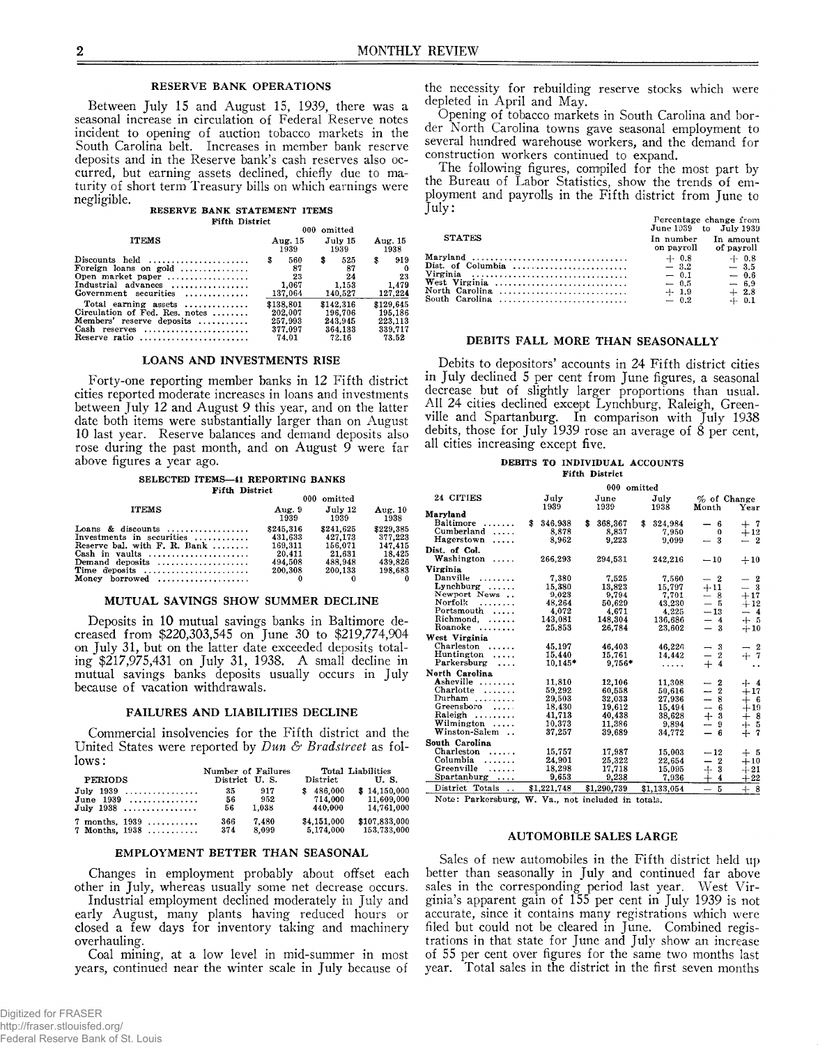## RESERVE BANK OPERATIONS

Between July 15 and August 15, 1939, there was a seasonal increase in circulation of Federal Reserve notes incident to opening of auction tobacco markets in the South Carolina belt. Increases in member bank reserve deposits and in the Reserve bank's cash reserves also occurred, but earning assets declined, chiefly due to maturity of short term Treasury bills on which earnings were negligible.

**RESERVE BANK STATEMENT ITEMS**
**Fifth District**

| ITEMS | 000 omitted Aug. 15 1939 | July 15 1939 | Aug. 15 1938 |
|---|---|---|---|
| Discounts held | $ 560 | $ 525 | $ 919 |
| Foreign loans on gold | 87 | 87 | 0 |
| Open market paper | 23 | 24 | 23 |
| Industrial advances | 1,067 | 1,153 | 1,479 |
| Government securities | 137,064 | 140,527 | 127,224 |
| Total earning assets | $138,801 | $142,316 | $129,645 |
| Circulation of Fed. Res. notes | 202,007 | 196,706 | 195,186 |
| Members' reserve deposits | 257,993 | 243,945 | 223,113 |
| Cash reserves | 377,097 | 364,133 | 339,717 |
| Reserve ratio | 74.01 | 72.16 | 73.52 |

## LOANS AND INVESTMENTS RISE

Forty-one reporting member banks in 12 Fifth district cities reported moderate increases in loans and investments between July 12 and August 9 this year, and on the latter date both items were substantially larger than on August 10 last year. Reserve balances and demand deposits also rose during the past month, and on August 9 were far above figures a year ago.

**SELECTED ITEMS—41 REPORTING BANKS**
**Fifth District**

| ITEMS | 000 omitted Aug. 9 1939 | July 12 1939 | Aug. 10 1938 |
|---|---|---|---|
| Loans & discounts | $245,316 | $241,625 | $229,385 |
| Investments in securities | 431,633 | 427,173 | 377,223 |
| Reserve bal. with F. R. Bank | 169,311 | 156,071 | 147,415 |
| Cash in vaults | 20,411 | 21,631 | 18,425 |
| Demand deposits | 494,508 | 488,948 | 439,826 |
| Time deposits | 200,308 | 200,133 | 198,683 |
| Money borrowed | 0 | 0 | 0 |

## MUTUAL SAVINGS SHOW SUMMER DECLINE

Deposits in 10 mutual savings banks in Baltimore decreased from $220,303,545 on June 30 to $219,774,904 on July 31, but on the latter date exceeded deposits totaling $217,975,431 on July 31, 1938. A small decline in mutual savings banks deposits usually occurs in July because of vacation withdrawals.

## FAILURES AND LIABILITIES DECLINE

Commercial insolvencies for the Fifth district and the United States were reported by *Dun & Bradstreet* as follows:

| PERIODS | Number of Failures District | U. S. | Total Liabilities District | U. S. |
|---|---|---|---|---|
| July 1939 | 35 | 917 | $ 486,000 | $ 14,150,000 |
| June 1939 | 56 | 952 | 714,000 | 11,609,000 |
| July 1938 | 56 | 1,038 | 440,000 | 14,761,000 |
| 7 months, 1939 | 366 | 7,480 | $4,151,000 | $107,833,000 |
| 7 Months, 1938 | 374 | 8,099 | 5,174,000 | 153,733,000 |

## EMPLOYMENT BETTER THAN SEASONAL

Changes in employment probably about offset each other in July, whereas usually some net decrease occurs.

Industrial employment declined moderately in July and early August, many plants having reduced hours or closed a few days for inventory taking and machinery overhauling.

Coal mining, at a low level in mid-summer in most years, continued near the winter scale in July because of the necessity for rebuilding reserve stocks which were depleted in April and May.

Opening of tobacco markets in South Carolina and border North Carolina towns gave seasonal employment to several hundred warehouse workers, and the demand for construction workers continued to expand.

The following figures, compiled for the most part by the Bureau of Labor Statistics, show the trends of employment and payrolls in the Fifth district from June to July:

| STATES | Percentage change from June 1939 to July 1939 In number on payroll | In amount of payroll |
|---|---|---|
| Maryland | + 0.8 | + 0.8 |
| Dist. of Columbia | — 3.2 | — 3.5 |
| Virginia | — 0.1 | — 0.6 |
| West Virginia | — 0.5 | — 6.9 |
| North Carolina | + 1.9 | + 2.8 |
| South Carolina | — 0.2 | + 0.1 |

## DEBITS FALL MORE THAN SEASONALLY

Debits to depositors' accounts in 24 Fifth district cities in July declined 5 per cent from June figures, a seasonal decrease but of slightly larger proportions than usual. All 24 cities declined except Lynchburg, Raleigh, Greenville and Spartanburg. In comparison with July 1938 debits, those for July 1939 rose an average of 8 per cent, all cities increasing except five.

**DEBITS TO INDIVIDUAL ACCOUNTS**
**Fifth District**

| 24 CITIES | 000 omitted July 1939 | June 1939 | July 1938 | % of Change Month | Year |
|---|---|---|---|---|---|
| **Maryland** | | | | | |
| Baltimore | $ 346,938 | $ 368,367 | $ 324,984 | — 6 | + 7 |
| Cumberland | 8,878 | 8,837 | 7,950 | 0 | +12 |
| Hagerstown | 8,962 | 9,223 | 9,099 | — 3 | — 2 |
| **Dist. of Col.** | | | | | |
| Washington | 266,293 | 294,531 | 242,216 | —10 | +10 |
| **Virginia** | | | | | |
| Danville | 7,380 | 7,525 | 7,560 | — 2 | — 2 |
| Lynchburg | 15,380 | 13,823 | 15,797 | +11 | — 3 |
| Newport News | 9,023 | 9,794 | 7,701 | — 8 | +17 |
| Norfolk | 48,264 | 50,629 | 43,230 | — 5 | +12 |
| Portsmouth | 4,072 | 4,671 | 4,225 | —13 | — 4 |
| Richmond | 143,081 | 148,304 | 136,686 | — 4 | + 5 |
| Roanoke | 25,853 | 26,784 | 23,602 | — 3 | +10 |
| **West Virginia** | | | | | |
| Charleston | 45,197 | 46,403 | 46,226 | — 3 | — 2 |
| Huntington | 15,440 | 15,761 | 14,442 | — 2 | + 7 |
| Parkersburg | 10,145* | 9,756* | ..... | + 4 | .. |
| **North Carolina** | | | | | |
| Asheville | 11,810 | 12,106 | 11,308 | — 2 | + 4 |
| Charlotte | 59,292 | 60,558 | 50,616 | — 2 | +17 |
| Durham | 29,503 | 32,033 | 27,936 | — 8 | + 6 |
| Greensboro | 18,430 | 19,612 | 15,494 | — 6 | +19 |
| Raleigh | 41,713 | 40,438 | 38,628 | + 3 | + 8 |
| Wilmington | 10,373 | 11,386 | 9,894 | — 9 | + 5 |
| Winston-Salem | 37,257 | 39,689 | 34,772 | — 6 | + 7 |
| **South Carolina** | | | | | |
| Charleston | 15,757 | 17,987 | 15,003 | —12 | + 5 |
| Columbia | 24,901 | 25,322 | 22,654 | — 2 | +10 |
| Greenville | 18,298 | 17,718 | 15,095 | + 3 | +21 |
| Spartanburg | 9,653 | 9,238 | 7,936 | + 4 | +22 |
| District Totals | $1,221,748 | $1,290,739 | $1,133,054 | — 5 | + 8 |

Note: Parkersburg, W. Va., not included in totals.

## AUTOMOBILE SALES LARGE

Sales of new automobiles in the Fifth district held up better than seasonally in July and continued far above sales in the corresponding period last year. West Virginia's apparent gain of 155 per cent in July 1939 is not accurate, since it contains many registrations which were filed but could not be cleared in June. Combined registrations in that state for June and July show an increase of 55 per cent over figures for the same two months last year. Total sales in the district in the first seven months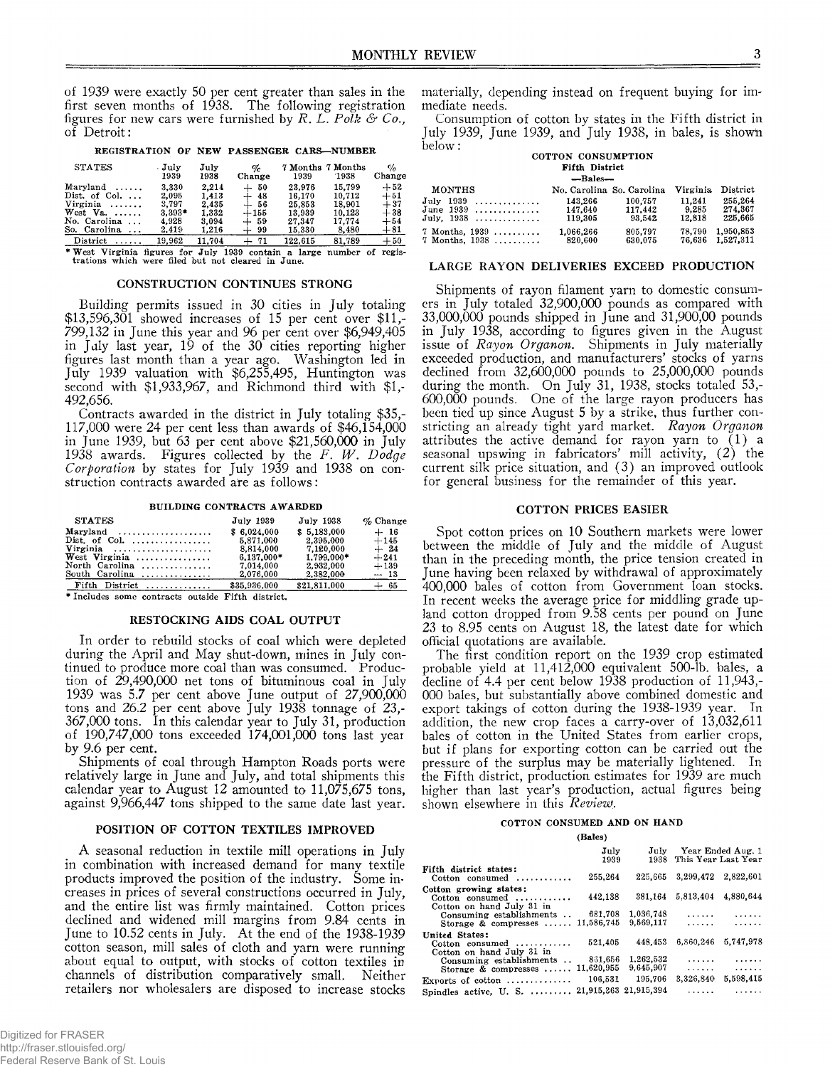of 1939 were exactly 50 per cent greater than sales in the first seven months of 1938. The following registration figures for new cars were furnished by *R. L. Polk & Co.,* of Detroit:

**REGISTRATION OF NEW PASSENGER CARS—NUMBER**

| STATES | July 1939 | July 1938 | % Change | 7 Months 1939 | 7 Months 1938 | % Change |
|---|---|---|---|---|---|---|
| Maryland | 3,330 | 2,214 | + 50 | 23,976 | 15,799 | +52 |
| Dist. of Col. | 2,095 | 1,413 | + 48 | 16,170 | 10,712 | +51 |
| Virginia | 3,797 | 2,435 | + 56 | 25,853 | 18,901 | +37 |
| West Va. | 3,393* | 1,332 | +155 | 13,939 | 10,123 | +38 |
| No. Carolina | 4,928 | 3,094 | + 59 | 27,347 | 17,774 | +54 |
| So. Carolina | 2,419 | 1,216 | + 99 | 15,330 | 8,480 | +81 |
| District | 19,962 | 11,704 | + 71 | 122,615 | 81,789 | +50 |

* West Virginia figures for July 1939 contain a large number of registrations which were filed but not cleared in June.

## CONSTRUCTION CONTINUES STRONG

Building permits issued in 30 cities in July totaling $13,596,301 showed increases of 15 per cent over $11,799,132 in June this year and 96 per cent over $6,949,405 in July last year, 19 of the 30 cities reporting higher figures last month than a year ago. Washington led in July 1939 valuation with $6,255,495, Huntington was second with $1,933,967, and Richmond third with $1,492,656.

Contracts awarded in the district in July totaling $35,117,000 were 24 per cent less than awards of $46,154,000 in June 1939, but 63 per cent above $21,560,000 in July 1938 awards. Figures collected by the *F. W. Dodge Corporation* by states for July 1939 and 1938 on construction contracts awarded are as follows:

**BUILDING CONTRACTS AWARDED**

| STATES | July 1939 | July 1938 | % Change |
|---|---|---|---|
| Maryland | $ 6,024,000 | $ 5,183,000 | + 16 |
| Dist. of Col. | 5,871,000 | 2,395,000 | +145 |
| Virginia | 8,814,000 | 7,120,000 | + 24 |
| West Virginia | 6,137,000* | 1,799,000* | +241 |
| North Carolina | 7,014,000 | 2,932,000 | +139 |
| South Carolina | 2,076,000 | 2,382,000 | — 13 |
| Fifth District | $35,936,000 | $21,811,000 | + 65 |

* Includes some contracts outside Fifth district.

## RESTOCKING AIDS COAL OUTPUT

In order to rebuild stocks of coal which were depleted during the April and May shut-down, mines in July continued to produce more coal than was consumed. Production of 29,490,000 net tons of bituminous coal in July 1939 was 5.7 per cent above June output of 27,900,000 tons and 26.2 per cent above July 1938 tonnage of 23,367,000 tons. In this calendar year to July 31, production of 190,747,000 tons exceeded 174,001,000 tons last year by 9.6 per cent.

Shipments of coal through Hampton Roads ports were relatively large in June and July, and total shipments this calendar year to August 12 amounted to 11,075,675 tons, against 9,966,447 tons shipped to the same date last year.

## POSITION OF COTTON TEXTILES IMPROVED

A seasonal reduction in textile mill operations in July in combination with increased demand for many textile products improved the position of the industry. Some increases in prices of several constructions occurred in July, and the entire list was firmly maintained. Cotton prices declined and widened mill margins from 9.84 cents in June to 10.52 cents in July. At the end of the 1938-1939 cotton season, mill sales of cloth and yarn were running about equal to output, with stocks of cotton textiles in channels of distribution comparatively small. Neither retailers nor wholesalers are disposed to increase stocks materially, depending instead on frequent buying for immediate needs.

Consumption of cotton by states in the Fifth district in July 1939, June 1939, and July 1938, in bales, is shown below:

**COTTON CONSUMPTION**
**Fifth District**
**—Bales—**

| MONTHS | No. Carolina | So. Carolina | Virginia | District |
|---|---|---|---|---|
| July 1939 | 143,266 | 100,757 | 11,241 | 255,264 |
| June 1939 | 147,640 | 117,442 | 9,285 | 274,367 |
| July, 1938 | 119,305 | 93,542 | 12,818 | 225,665 |
| 7 Months, 1939 | 1,066,266 | 805,797 | 78,790 | 1,950,853 |
| 7 Months, 1938 | 820,600 | 630,075 | 76,636 | 1,527,311 |

## LARGE RAYON DELIVERIES EXCEED PRODUCTION

Shipments of rayon filament yarn to domestic consumers in July totaled 32,900,000 pounds as compared with 33,000,000 pounds shipped in June and 31,900,000 pounds in July 1938, according to figures given in the August issue of *Rayon Organon.* Shipments in July materially exceeded production, and manufacturers' stocks of yarns declined from 32,600,000 pounds to 25,000,000 pounds during the month. On July 31, 1938, stocks totaled 53,600,000 pounds. One of the large rayon producers has been tied up since August 5 by a strike, thus further constricting an already tight yard market. *Rayon Organon* attributes the active demand for rayon yarn to (1) a seasonal upswing in fabricators' mill activity, (2) the current silk price situation, and (3) an improved outlook for general business for the remainder of this year.

## COTTON PRICES EASIER

Spot cotton prices on 10 Southern markets were lower between the middle of July and the middle of August than in the preceding month, the price tension created in June having been relaxed by withdrawal of approximately 400,000 bales of cotton from Government loan stocks. In recent weeks the average price for middling grade upland cotton dropped from 9.58 cents per pound on June 23 to 8.95 cents on August 18, the latest date for which official quotations are available.

The first condition report on the 1939 crop estimated probable yield at 11,412,000 equivalent 500-lb. bales, a decline of 4.4 per cent below 1938 production of 11,943,000 bales, but substantially above combined domestic and export takings of cotton during the 1938-1939 year. In addition, the new crop faces a carry-over of 13,032,611 bales of cotton in the United States from earlier crops, but if plans for exporting cotton can be carried out the pressure of the surplus may be materially lightened. In the Fifth district, production estimates for 1939 are much higher than last year's production, actual figures being shown elsewhere in this *Review.*

**COTTON CONSUMED AND ON HAND**
**(Bales)**

| | July 1939 | July 1938 | Year Ended Aug. 1 This Year | Year Ended Aug. 1 Last Year |
|---|---|---|---|---|
| **Fifth district states:** | | | | |
| Cotton consumed | 255,264 | 225,665 | 3,299,472 | 2,822,601 |
| **Cotton growing states:** | | | | |
| Cotton consumed | 442,138 | 381,164 | 5,813,404 | 4,880,644 |
| Cotton on hand July 31 in | | | | |
| Consuming establishments | 681,708 | 1,036,748 | ...... | ...... |
| Storage & compresses | 11,586,745 | 9,569,117 | ...... | ...... |
| **United States:** | | | | |
| Cotton consumed | 521,405 | 448,453 | 6,860,246 | 5,747,978 |
| Cotton on hand July 31 in | | | | |
| Consuming establishments | 861,656 | 1,262,532 | ...... | ...... |
| Storage & compresses | 11,620,955 | 9,645,907 | ...... | ...... |
| Exports of cotton | 106,531 | 195,706 | 3,326,840 | 5,598,415 |
| Spindles active, U. S. | 21,915,263 | 21,915,394 | ...... | ...... |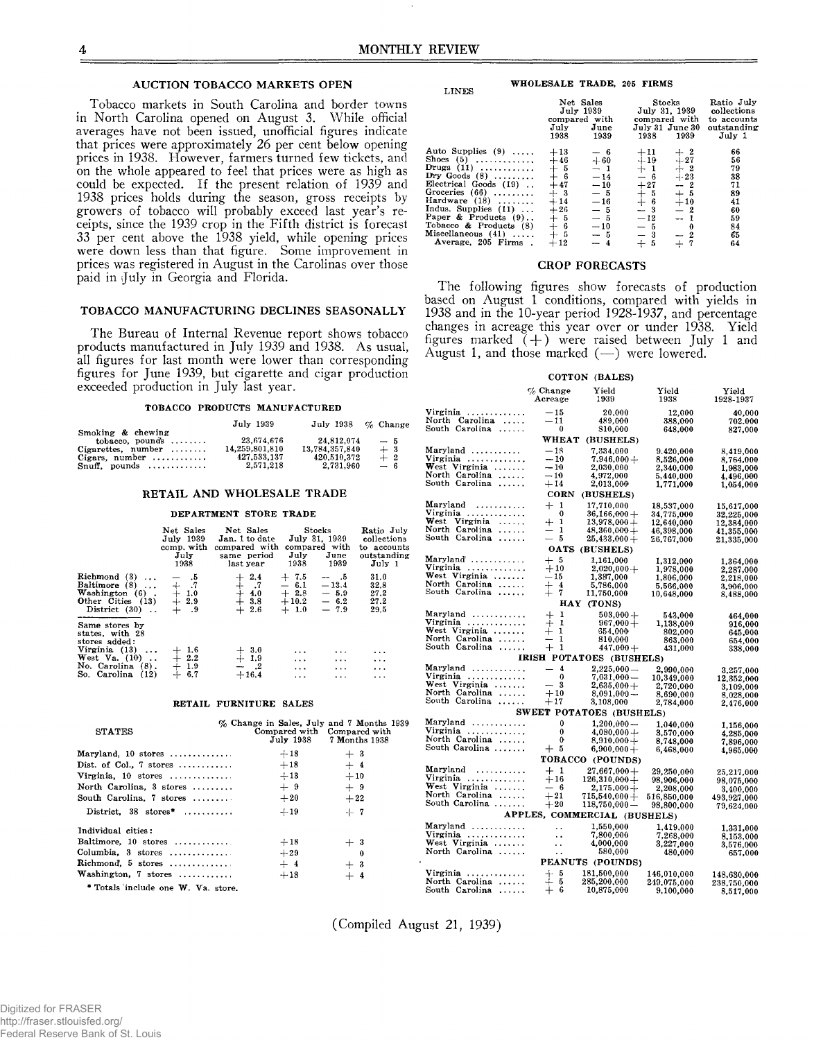## AUCTION TOBACCO MARKETS OPEN

Tobacco markets in South Carolina and border towns in North Carolina opened on August 3. While official averages have not been issued, unofficial figures indicate that prices were approximately 26 per cent below opening prices in 1938. However, farmers turned few tickets, and on the whole appeared to feel that prices were as high as could be expected. If the present relation of 1939 and 1938 prices holds during the season, gross receipts by growers of tobacco will probably exceed last year's receipts, since the 1939 crop in the Fifth district is forecast 33 per cent above the 1938 yield, while opening prices were down less than that figure. Some improvement in prices was registered in August in the Carolinas over those paid in July in Georgia and Florida.

## TOBACCO MANUFACTURING DECLINES SEASONALLY

The Bureau of Internal Revenue report shows tobacco products manufactured in July 1939 and 1938. As usual, all figures for last month were lower than corresponding figures for June 1939, but cigarette and cigar production exceeded production in July last year.

### TOBACCO PRODUCTS MANUFACTURED

| | July 1939 | July 1938 | % Change |
|---|---|---|---|
| Smoking & chewing tobacco, pounds | 23,674,676 | 24,812,074 | — 5 |
| Cigarettes, number | 14,259,801,810 | 13,784,357,840 | + 3 |
| Cigars, number | 427,533,137 | 420,510,372 | + 2 |
| Snuff, pounds | 2,571,218 | 2,731,960 | — 6 |

## RETAIL AND WHOLESALE TRADE

### DEPARTMENT STORE TRADE

| | Net Sales July 1939 comp. with July 1938 | Net Sales Jan. 1 to date compared with same period last year | Stocks July 31, 1939 compared with July 1938 | Stocks July 31, 1939 compared with June 1939 | Ratio July collections to accounts outstanding July 1 |
|---|---|---|---|---|---|
| Richmond (3) | — .5 | + 2.4 | + 7.5 | — .5 | 31.0 |
| Baltimore (8) | + .7 | + .7 | — 6.1 | —13.4 | 32.8 |
| Washington (6) | + 1.0 | + 4.0 | + 2.8 | — 5.9 | 27.2 |
| Other Cities (13) | + 2.9 | + 3.8 | +10.2 | — 6.2 | 27.2 |
| District (30) | + .9 | + 2.6 | + 1.0 | — 7.9 | 29.5 |
| Same stores by states, with 28 stores added: | | | | | |
| Virginia (13) | + 1.6 | + 3.0 | ... | ... | ... |
| West Va. (10) | + 2.2 | + 1.9 | ... | ... | ... |
| No. Carolina (8) | + 1.9 | — .2 | ... | ... | ... |
| So. Carolina (12) | + 6.7 | +16.4 | ... | ... | ... |

### RETAIL FURNITURE SALES

| STATES | % Change in Sales, July and 7 Months 1939 Compared with July 1938 | Compared with 7 Months 1938 |
|---|---|---|
| Maryland, 10 stores | +18 | + 3 |
| Dist. of Col., 7 stores | +18 | + 4 |
| Virginia, 10 stores | +13 | +10 |
| North Carolina, 3 stores | + 9 | + 9 |
| South Carolina, 7 stores | +20 | +22 |
| District, 38 stores* | +19 | + 7 |
| Individual cities: | | |
| Baltimore, 10 stores | +18 | + 3 |
| Columbia, 3 stores | +29 | 0 |
| Richmond, 5 stores | + 4 | + 3 |
| Washington, 7 stores | +18 | + 4 |

\* Totals include one W. Va. store.

### WHOLESALE TRADE, 205 FIRMS

| LINES | Net Sales July 1939 compared with July 1938 | Net Sales July 1939 compared with June 1939 | Stocks July 31, 1939 compared with July 31 1938 | Stocks July 31, 1939 compared with June 30 1939 | Ratio July collections to accounts outstanding July 1 |
|---|---|---|---|---|---|
| Auto Supplies (9) | +13 | — 6 | +11 | + 2 | 66 |
| Shoes (5) | +46 | +60 | +19 | +27 | 56 |
| Drugs (11) | + 5 | — 1 | + 1 | + 2 | 79 |
| Dry Goods (8) | + 6 | —14 | — 6 | +23 | 38 |
| Electrical Goods (19) | +47 | —10 | +27 | — 2 | 71 |
| Groceries (66) | + 3 | — 5 | + 5 | + 5 | 89 |
| Hardware (18) | +14 | —16 | + 6 | +10 | 41 |
| Indus. Supplies (11) | +26 | — 5 | — 3 | — 2 | 60 |
| Paper & Products (9) | + 5 | — 5 | —12 | — 1 | 59 |
| Tobacco & Products (8) | + 6 | —10 | — 5 | 0 | 84 |
| Miscellaneous (41) | + 5 | — 5 | — 3 | — 2 | 65 |
| Average, 205 Firms | +12 | — 4 | + 5 | + 7 | 64 |

## CROP FORECASTS

The following figures show forecasts of production based on August 1 conditions, compared with yields in 1938 and in the 10-year period 1928-1937, and percentage changes in acreage this year over or under 1938. Yield figures marked (+) were raised between July 1 and August 1, and those marked (—) were lowered.

| | % Change Acreage | Yield 1939 | Yield 1938 | Yield 1928-1937 |
|---|---|---|---|---|
| **COTTON (BALES)** | | | | |
| Virginia | —15 | 20,000 | 12,000 | 40,000 |
| North Carolina | —11 | 489,000 | 388,000 | 702,000 |
| South Carolina | 0 | 810,000 | 648,000 | 827,000 |
| **WHEAT (BUSHELS)** | | | | |
| Maryland | —18 | 7,334,000 | 9,420,000 | 8,419,000 |
| Virginia | —10 | 7,946,000+ | 8,526,000 | 8,764,000 |
| West Virginia | —10 | 2,030,000 | 2,340,000 | 1,983,000 |
| North Carolina | —10 | 4,972,000 | 5,440,000 | 4,496,000 |
| South Carolina | +14 | 2,013,000 | 1,771,000 | 1,054,000 |
| **CORN (BUSHELS)** | | | | |
| Maryland | + 1 | 17,710,000 | 18,537,000 | 15,617,000 |
| Virginia | 0 | 36,166,000+ | 34,775,000 | 32,225,000 |
| West Virginia | + 1 | 13,978,000+ | 12,640,000 | 12,384,000 |
| North Carolina | — 1 | 48,360,000+ | 46,398,000 | 41,355,000 |
| South Carolina | — 5 | 25,433,000+ | 26,767,000 | 21,335,000 |
| **OATS (BUSHELS)** | | | | |
| Maryland | + 5 | 1,161,000 | 1,312,000 | 1,364,000 |
| Virginia | +10 | 2,020,000+ | 1,978,000 | 2,287,000 |
| West Virginia | —15 | 1,397,000 | 1,806,000 | 2,218,000 |
| North Carolina | + 4 | 5,786,000 | 5,566,000 | 3,906,000 |
| South Carolina | + 7 | 11,750,000 | 10,648,000 | 8,488,000 |
| **HAY (TONS)** | | | | |
| Maryland | + 1 | 503,000+ | 543,000 | 464,000 |
| Virginia | + 1 | 967,000+ | 1,138,000 | 916,000 |
| West Virginia | + 1 | 654,000 | 802,000 | 645,000 |
| North Carolina | — 1 | 810,000 | 863,000 | 654,000 |
| South Carolina | + 1 | 447,000+ | 431,000 | 338,000 |
| **IRISH POTATOES (BUSHELS)** | | | | |
| Maryland | — 4 | 2,225,000— | 2,990,000 | 3,257,000 |
| Virginia | 0 | 7,031,000— | 10,349,000 | 12,352,000 |
| West Virginia | — 3 | 2,635,000+ | 2,720,000 | 3,109,000 |
| North Carolina | +10 | 8,091,000— | 8,690,000 | 8,028,000 |
| South Carolina | +17 | 3,108,000 | 2,784,000 | 2,476,000 |
| **SWEET POTATOES (BUSHELS)** | | | | |
| Maryland | 0 | 1,200,000— | 1,040,000 | 1,156,000 |
| Virginia | 0 | 4,080,000+ | 3,570,000 | 4,285,000 |
| North Carolina | 0 | 8,910,000+ | 8,748,000 | 7,896,000 |
| South Carolina | + 5 | 6,900,000+ | 6,468,000 | 4,965,000 |
| **TOBACCO (POUNDS)** | | | | |
| Maryland | + 1 | 27,667,000+ | 29,250,000 | 25,217,000 |
| Virginia | +16 | 126,310,000+ | 98,906,000 | 98,075,000 |
| West Virginia | — 6 | 2,175,000+ | 2,208,000 | 3,400,000 |
| North Carolina | +21 | 715,540,000+ | 516,850,000 | 493,927,000 |
| South Carolina | +20 | 118,750,000— | 98,800,000 | 79,624,000 |
| **APPLES, COMMERCIAL (BUSHELS)** | | | | |
| Maryland | .. | 1,550,000 | 1,419,000 | 1,331,000 |
| Virginia | .. | 7,800,000 | 7,268,000 | 8,153,000 |
| West Virginia | .. | 4,000,000 | 3,227,000 | 3,576,000 |
| North Carolina | .. | 580,000 | 480,000 | 657,000 |
| **PEANUTS (POUNDS)** | | | | |
| Virginia | + 5 | 181,500,000 | 146,010,000 | 148,630,000 |
| North Carolina | + 5 | 285,200,000 | 249,075,000 | 238,750,000 |
| South Carolina | + 6 | 10,875,000 | 9,100,000 | 8,517,000 |

(Compiled August 21, 1939)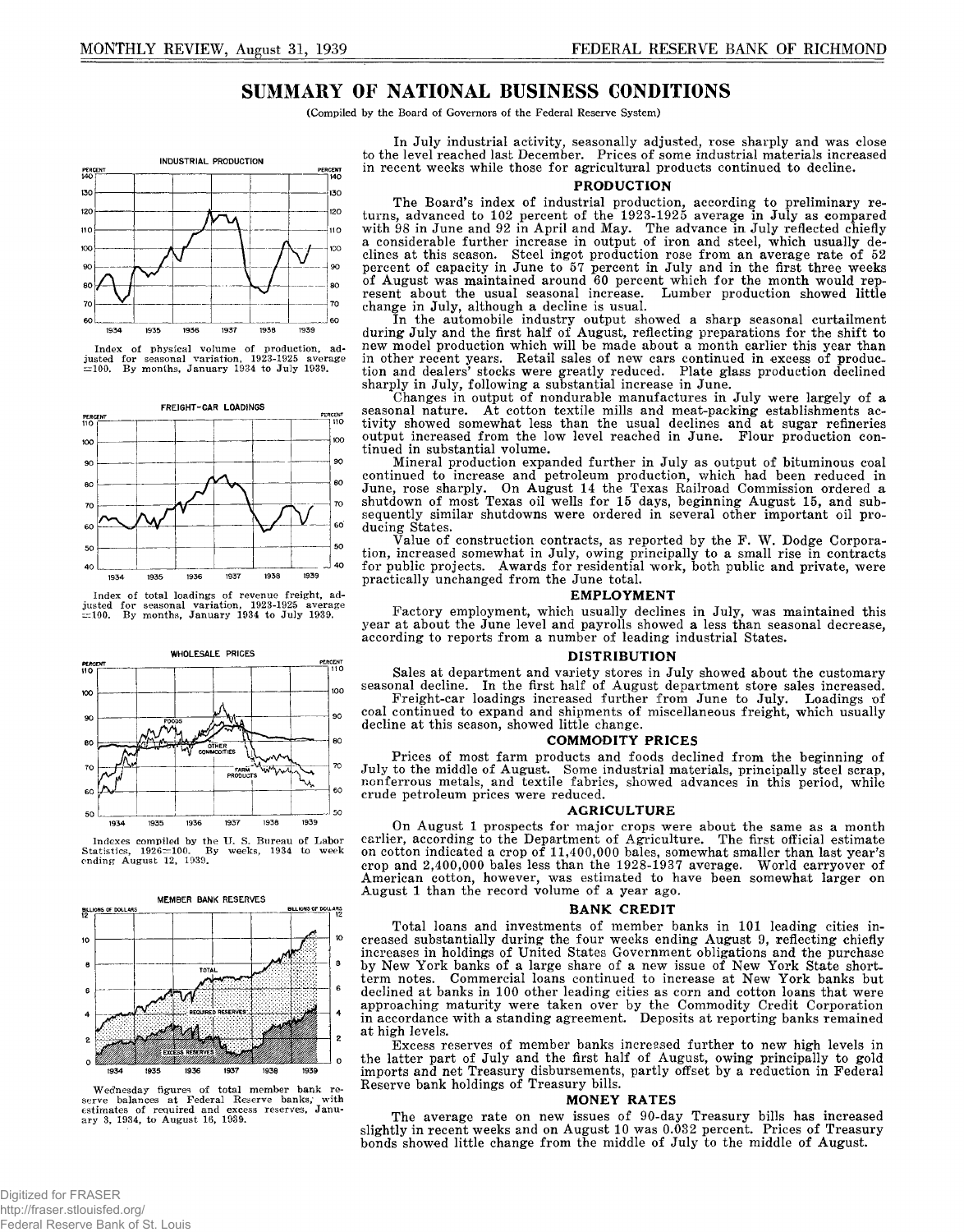# SUMMARY OF NATIONAL BUSINESS CONDITIONS

(Compiled by the Board of Governors of the Federal Reserve System)

INDUSTRIAL PRODUCTION

PERCENT 140 130 120 110 100 90 80 70 60

1934 1935 1936 1937 1938 1939

Index of physical volume of production, adjusted for seasonal variation, 1923-1925 average =100. By months, January 1934 to July 1939.

FREIGHT-CAR LOADINGS

PERCENT 110 100 90 80 70 60 50 40

1934 1935 1936 1937 1938 1939

Index of total loadings of revenue freight, adjusted for seasonal variation, 1923-1925 average =100. By months, January 1934 to July 1939.

WHOLESALE PRICES

PERCENT 110 100 90 80 70 60 50

FOODS

OTHER COMMODITIES

FARM PRODUCTS

1934 1935 1936 1937 1938 1939

Indexes compiled by the U. S. Bureau of Labor Statistics, 1926=100. By weeks, 1934 to week ending August 12, 1939.

MEMBER BANK RESERVES

BILLIONS OF DOLLARS 12 10 8 6 4 2 0

TOTAL

REQUIRED RESERVES

EXCESS RESERVES

1934 1935 1936 1937 1938 1939

Wednesday figures of total member bank reserve balances at Federal Reserve banks, with estimates of required and excess reserves, January 3, 1934, to August 16, 1939.

In July industrial activity, seasonally adjusted, rose sharply and was close to the level reached last December. Prices of some industrial materials increased in recent weeks while those for agricultural products continued to decline.

### PRODUCTION

The Board's index of industrial production, according to preliminary returns, advanced to 102 percent of the 1923-1925 average in July as compared with 98 in June and 92 in April and May. The advance in July reflected chiefly a considerable further increase in output of iron and steel, which usually declines at this season. Steel ingot production rose from an average rate of 52 percent of capacity in June to 57 percent in July and in the first three weeks of August was maintained around 60 percent which for the month would represent about the usual seasonal increase. Lumber production showed little change in July, although a decline is usual.

In the automobile industry output showed a sharp seasonal curtailment during July and the first half of August, reflecting preparations for the shift to new model production which will be made about a month earlier this year than in other recent years. Retail sales of new cars continued in excess of production and dealers' stocks were greatly reduced. Plate glass production declined sharply in July, following a substantial increase in June.

Changes in output of nondurable manufactures in July were largely of a seasonal nature. At cotton textile mills and meat-packing establishments activity showed somewhat less than the usual declines and at sugar refineries output increased from the low level reached in June. Flour production continued in substantial volume.

Mineral production expanded further in July as output of bituminous coal continued to increase and petroleum production, which had been reduced in June, rose sharply. On August 14 the Texas Railroad Commission ordered a shutdown of most Texas oil wells for 15 days, beginning August 15, and subsequently similar shutdowns were ordered in several other important oil producing States.

Value of construction contracts, as reported by the F. W. Dodge Corporation, increased somewhat in July, owing principally to a small rise in contracts for public projects. Awards for residential work, both public and private, were practically unchanged from the June total.

### EMPLOYMENT

Factory employment, which usually declines in July, was maintained this year at about the June level and payrolls showed a less than seasonal decrease, according to reports from a number of leading industrial States.

### DISTRIBUTION

Sales at department and variety stores in July showed about the customary seasonal decline. In the first half of August department store sales increased.

Freight-car loadings increased further from June to July. Loadings of coal continued to expand and shipments of miscellaneous freight, which usually decline at this season, showed little change.

### COMMODITY PRICES

Prices of most farm products and foods declined from the beginning of July to the middle of August. Some industrial materials, principally steel scrap, nonferrous metals, and textile fabrics, showed advances in this period, while crude petroleum prices were reduced.

### AGRICULTURE

On August 1 prospects for major crops were about the same as a month earlier, according to the Department of Agriculture. The first official estimate on cotton indicated a crop of 11,400,000 bales, somewhat smaller than last year's crop and 2,400,000 bales less than the 1928-1937 average. World carryover of American cotton, however, was estimated to have been somewhat larger on August 1 than the record volume of a year ago.

### BANK CREDIT

Total loans and investments of member banks in 101 leading cities increased substantially during the four weeks ending August 9, reflecting chiefly increases in holdings of United States Government obligations and the purchase by New York banks of a large share of a new issue of New York State short-term notes. Commercial loans continued to increase at New York banks but declined at banks in 100 other leading cities as corn and cotton loans that were approaching maturity were taken over by the Commodity Credit Corporation in accordance with a standing agreement. Deposits at reporting banks remained at high levels.

Excess reserves of member banks increased further to new high levels in the latter part of July and the first half of August, owing principally to gold imports and net Treasury disbursements, partly offset by a reduction in Federal Reserve bank holdings of Treasury bills.

### MONEY RATES

The average rate on new issues of 90-day Treasury bills has increased slightly in recent weeks and on August 10 was 0.032 percent. Prices of Treasury bonds showed little change from the middle of July to the middle of August.